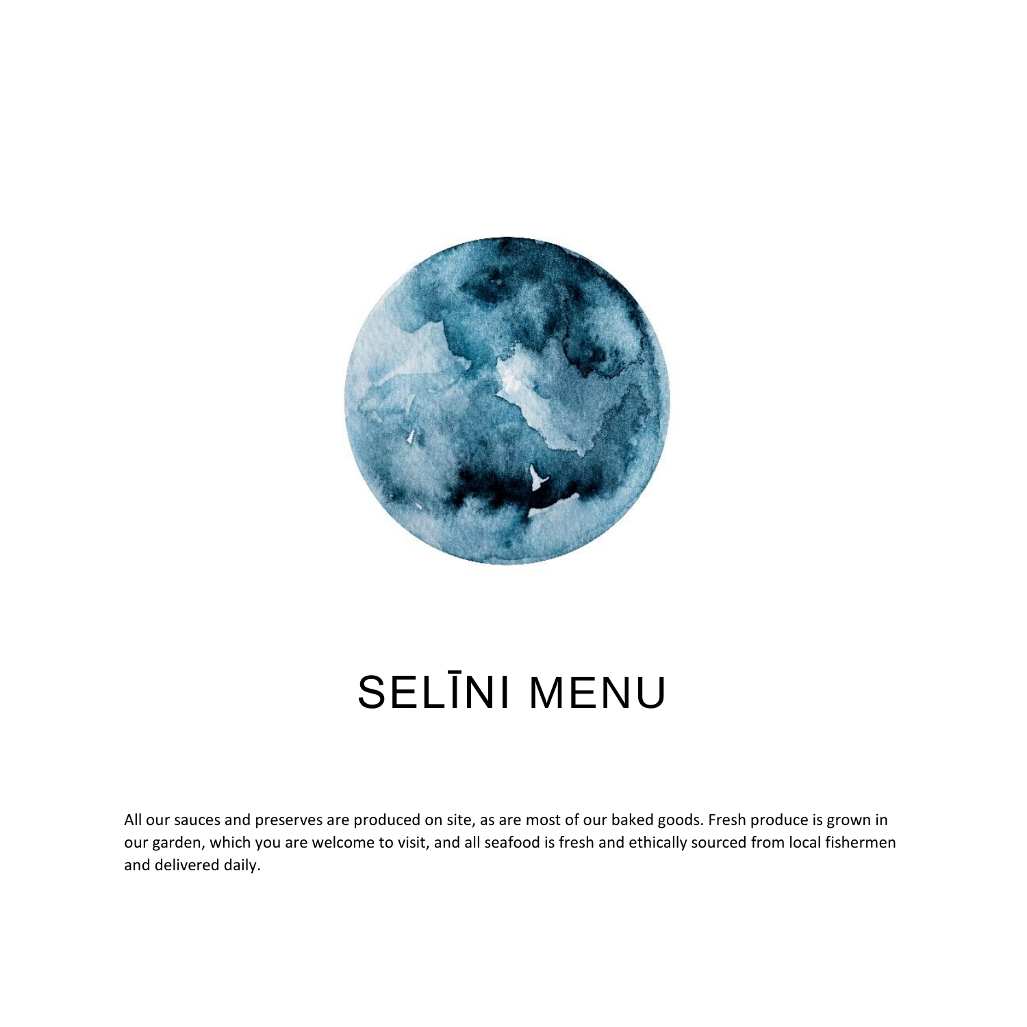# SELĪNI MENU

All our sauces and preserves are produced on site, as are most of our baked goods. Fresh produce is grown in our garden, which you are welcome to visit, and all seafood is fresh and ethically sourced from local fishermen and delivered daily.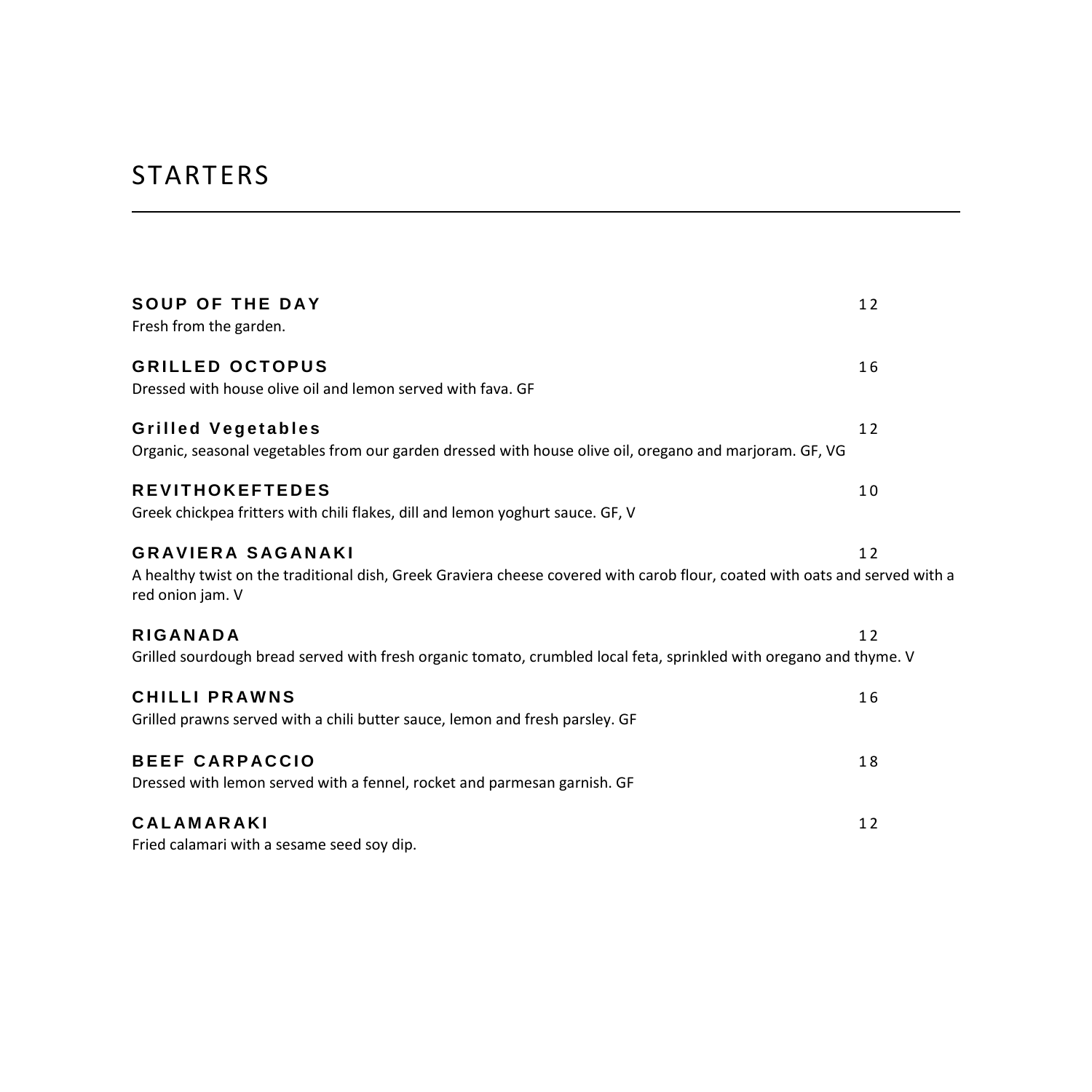# STARTERS

**SOUP OF THE DAY** 12
Fresh from the garden.

**GRILLED OCTOPUS** 16
Dressed with house olive oil and lemon served with fava. GF

**Grilled Vegetables** 12
Organic, seasonal vegetables from our garden dressed with house olive oil, oregano and marjoram. GF, VG

**REVITHOKEFTEDES** 10
Greek chickpea fritters with chili flakes, dill and lemon yoghurt sauce. GF, V

**GRAVIERA SAGANAKI** 12
A healthy twist on the traditional dish, Greek Graviera cheese covered with carob flour, coated with oats and served with a red onion jam. V

**RIGANADA** 12
Grilled sourdough bread served with fresh organic tomato, crumbled local feta, sprinkled with oregano and thyme. V

**CHILLI PRAWNS** 16
Grilled prawns served with a chili butter sauce, lemon and fresh parsley. GF

**BEEF CARPACCIO** 18
Dressed with lemon served with a fennel, rocket and parmesan garnish. GF

**CALAMARAKI** 12
Fried calamari with a sesame seed soy dip.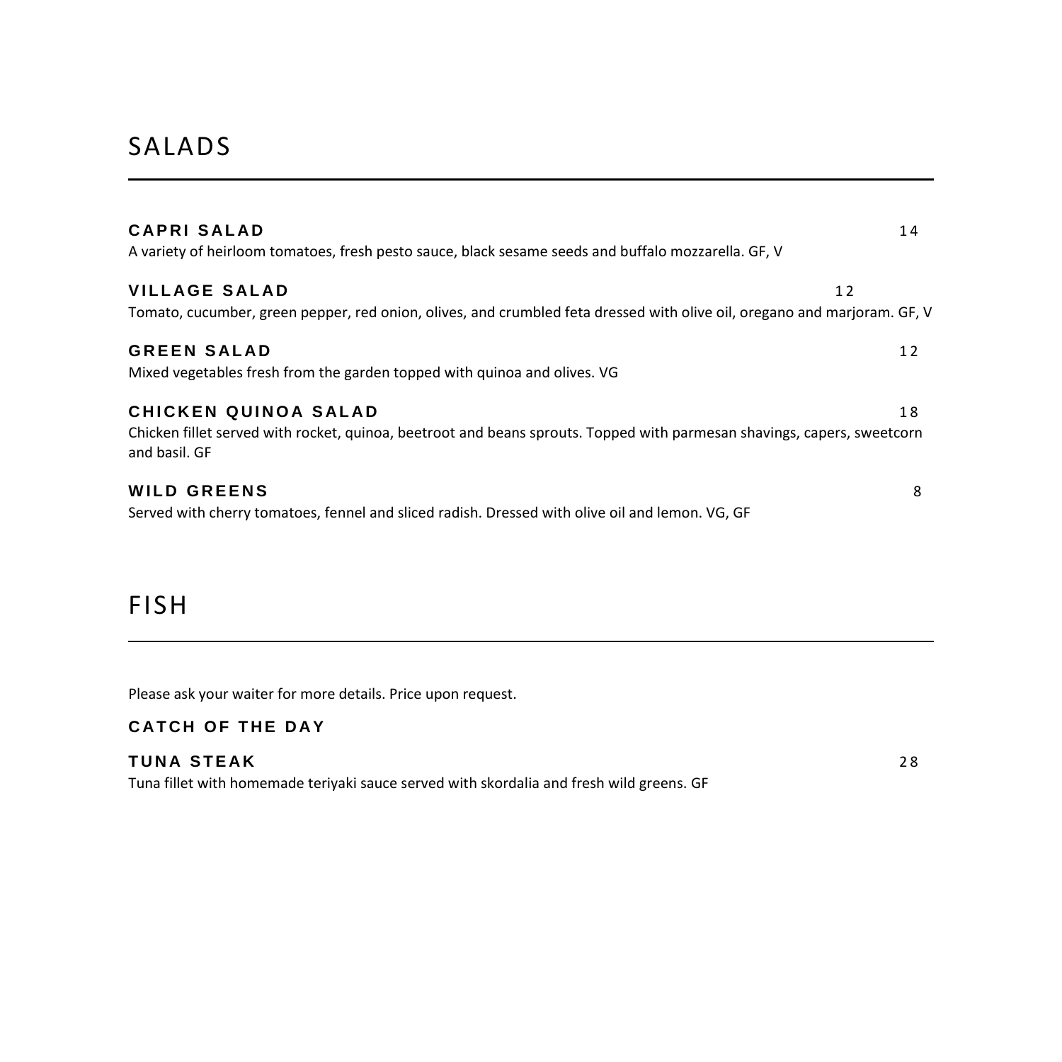# SALADS

### CAPRI SALAD
14

A variety of heirloom tomatoes, fresh pesto sauce, black sesame seeds and buffalo mozzarella. GF, V

### VILLAGE SALAD
12

Tomato, cucumber, green pepper, red onion, olives, and crumbled feta dressed with olive oil, oregano and marjoram. GF, V

### GREEN SALAD
12

Mixed vegetables fresh from the garden topped with quinoa and olives. VG

### CHICKEN QUINOA SALAD
18

Chicken fillet served with rocket, quinoa, beetroot and beans sprouts. Topped with parmesan shavings, capers, sweetcorn and basil. GF

### WILD GREENS
8

Served with cherry tomatoes, fennel and sliced radish. Dressed with olive oil and lemon. VG, GF

# FISH

Please ask your waiter for more details. Price upon request.

### CATCH OF THE DAY

### TUNA STEAK
28

Tuna fillet with homemade teriyaki sauce served with skordalia and fresh wild greens. GF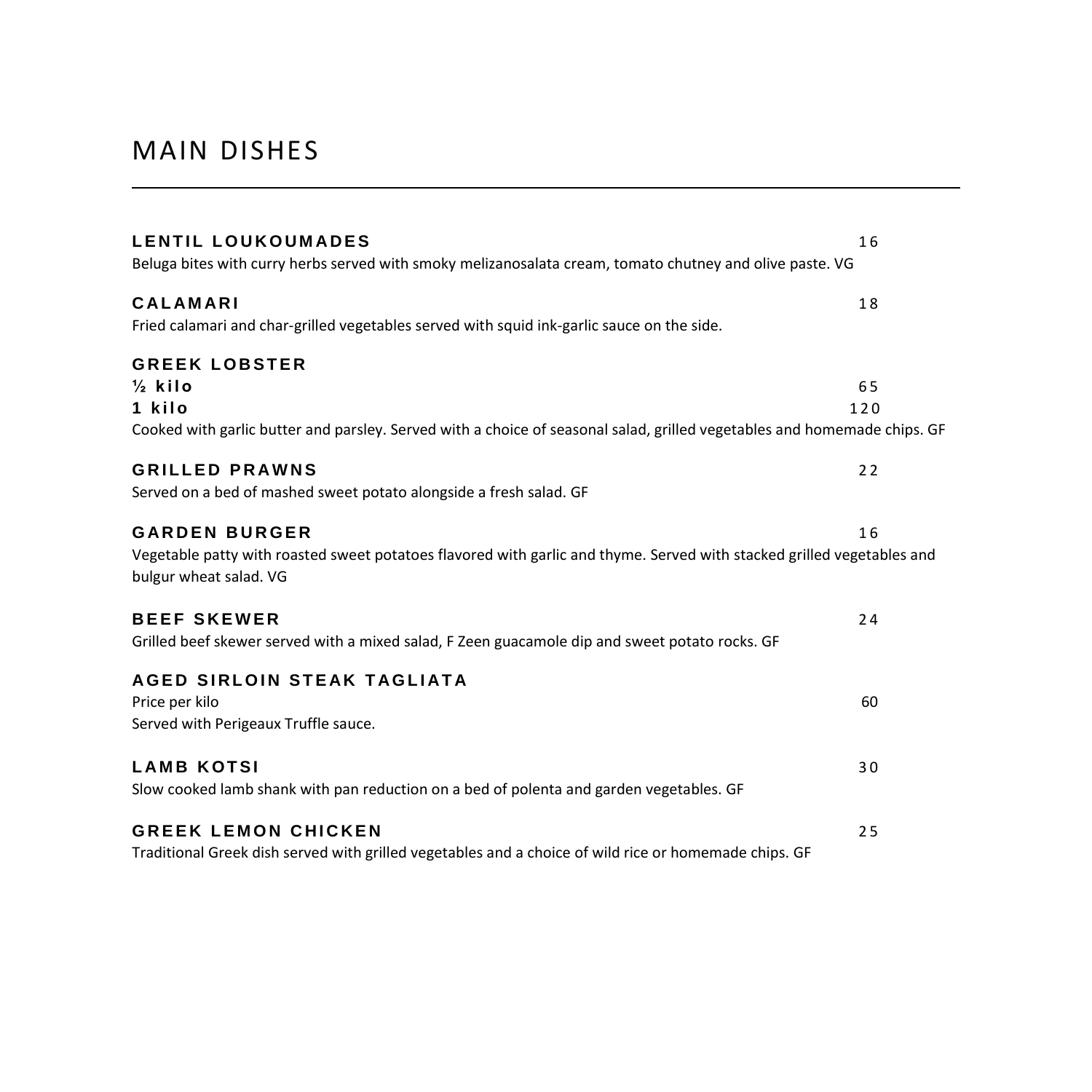# MAIN DISHES

---

**LENTIL LOUKOUMADES** 16

Beluga bites with curry herbs served with smoky melizanosalata cream, tomato chutney and olive paste. VG

**CALAMARI** 18

Fried calamari and char-grilled vegetables served with squid ink-garlic sauce on the side.

**GREEK LOBSTER**

**½ kilo** 65

**1 kilo** 120

Cooked with garlic butter and parsley. Served with a choice of seasonal salad, grilled vegetables and homemade chips. GF

**GRILLED PRAWNS** 22

Served on a bed of mashed sweet potato alongside a fresh salad. GF

**GARDEN BURGER** 16

Vegetable patty with roasted sweet potatoes flavored with garlic and thyme. Served with stacked grilled vegetables and bulgur wheat salad. VG

**BEEF SKEWER** 24

Grilled beef skewer served with a mixed salad, F Zeen guacamole dip and sweet potato rocks. GF

**AGED SIRLOIN STEAK TAGLIATA**

Price per kilo 60

Served with Perigeaux Truffle sauce.

**LAMB KOTSI** 30

Slow cooked lamb shank with pan reduction on a bed of polenta and garden vegetables. GF

**GREEK LEMON CHICKEN** 25

Traditional Greek dish served with grilled vegetables and a choice of wild rice or homemade chips. GF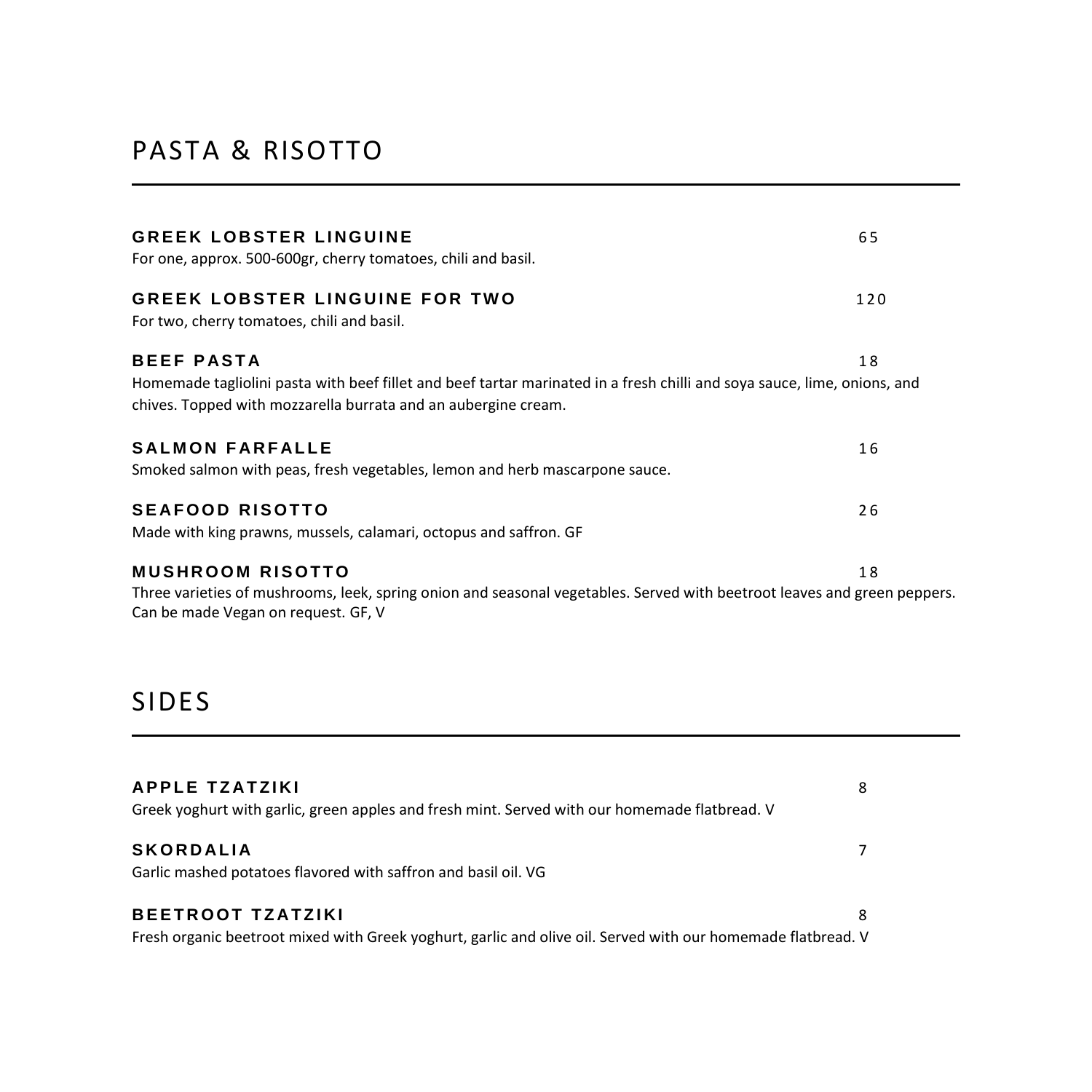## PASTA & RISOTTO

**GREEK LOBSTER LINGUINE** 65
For one, approx. 500-600gr, cherry tomatoes, chili and basil.

**GREEK LOBSTER LINGUINE FOR TWO** 120
For two, cherry tomatoes, chili and basil.

**BEEF PASTA** 18
Homemade tagliolini pasta with beef fillet and beef tartar marinated in a fresh chilli and soya sauce, lime, onions, and chives. Topped with mozzarella burrata and an aubergine cream.

**SALMON FARFALLE** 16
Smoked salmon with peas, fresh vegetables, lemon and herb mascarpone sauce.

**SEAFOOD RISOTTO** 26
Made with king prawns, mussels, calamari, octopus and saffron. GF

**MUSHROOM RISOTTO** 18
Three varieties of mushrooms, leek, spring onion and seasonal vegetables. Served with beetroot leaves and green peppers. Can be made Vegan on request. GF, V

## SIDES

**APPLE TZATZIKI** 8
Greek yoghurt with garlic, green apples and fresh mint. Served with our homemade flatbread. V

**SKORDALIA** 7
Garlic mashed potatoes flavored with saffron and basil oil. VG

**BEETROOT TZATZIKI** 8
Fresh organic beetroot mixed with Greek yoghurt, garlic and olive oil. Served with our homemade flatbread. V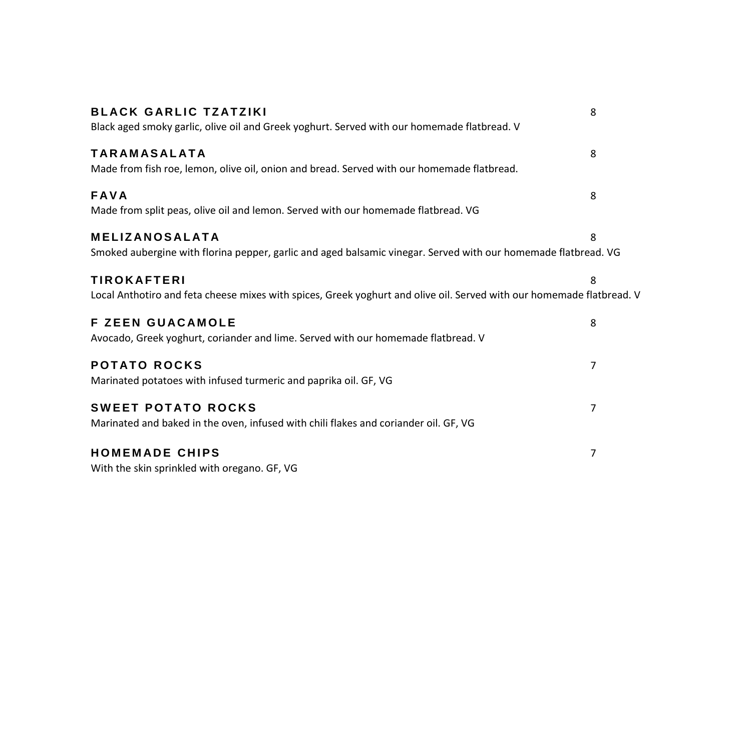**BLACK GARLIC TZATZIKI** 8

Black aged smoky garlic, olive oil and Greek yoghurt. Served with our homemade flatbread. V

**TARAMASALATA** 8

Made from fish roe, lemon, olive oil, onion and bread. Served with our homemade flatbread.

**FAVA** 8

Made from split peas, olive oil and lemon. Served with our homemade flatbread. VG

**MELIZANOSALATA** 8

Smoked aubergine with florina pepper, garlic and aged balsamic vinegar. Served with our homemade flatbread. VG

**TIROKAFTERI** 8

Local Anthotiro and feta cheese mixes with spices, Greek yoghurt and olive oil. Served with our homemade flatbread. V

**F ZEEN GUACAMOLE** 8

Avocado, Greek yoghurt, coriander and lime. Served with our homemade flatbread. V

**POTATO ROCKS** 7

Marinated potatoes with infused turmeric and paprika oil. GF, VG

**SWEET POTATO ROCKS** 7

Marinated and baked in the oven, infused with chili flakes and coriander oil. GF, VG

**HOMEMADE CHIPS** 7

With the skin sprinkled with oregano. GF, VG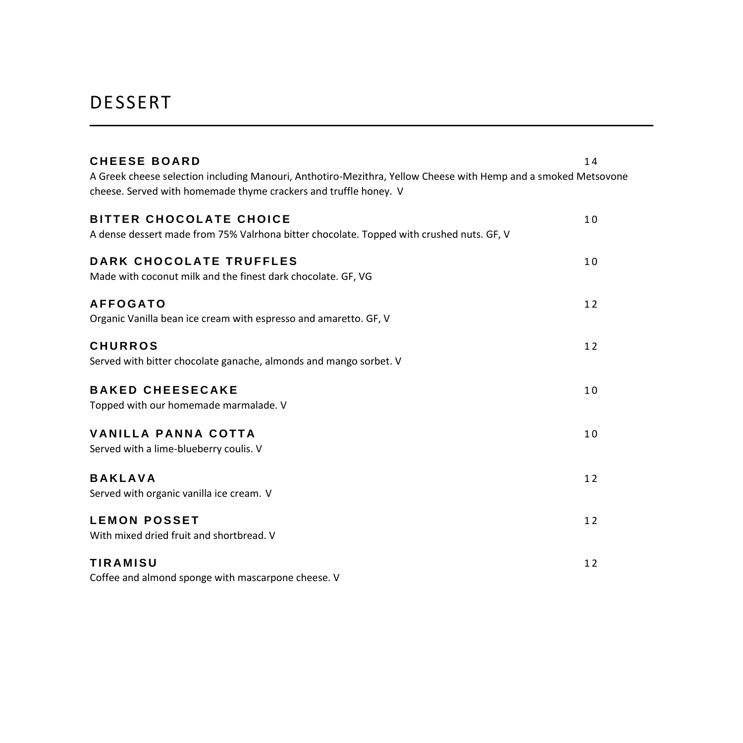# DESSERT

---

**CHEESE BOARD** 14

A Greek cheese selection including Manouri, Anthotiro-Mezithra, Yellow Cheese with Hemp and a smoked Metsovone cheese. Served with homemade thyme crackers and truffle honey. V

**BITTER CHOCOLATE CHOICE** 10

A dense dessert made from 75% Valrhona bitter chocolate. Topped with crushed nuts. GF, V

**DARK CHOCOLATE TRUFFLES** 10

Made with coconut milk and the finest dark chocolate. GF, VG

**AFFOGATO** 12

Organic Vanilla bean ice cream with espresso and amaretto. GF, V

**CHURROS** 12

Served with bitter chocolate ganache, almonds and mango sorbet. V

**BAKED CHEESECAKE** 10

Topped with our homemade marmalade. V

**VANILLA PANNA COTTA** 10

Served with a lime-blueberry coulis. V

**BAKLAVA** 12

Served with organic vanilla ice cream. V

**LEMON POSSET** 12

With mixed dried fruit and shortbread. V

**TIRAMISU** 12

Coffee and almond sponge with mascarpone cheese. V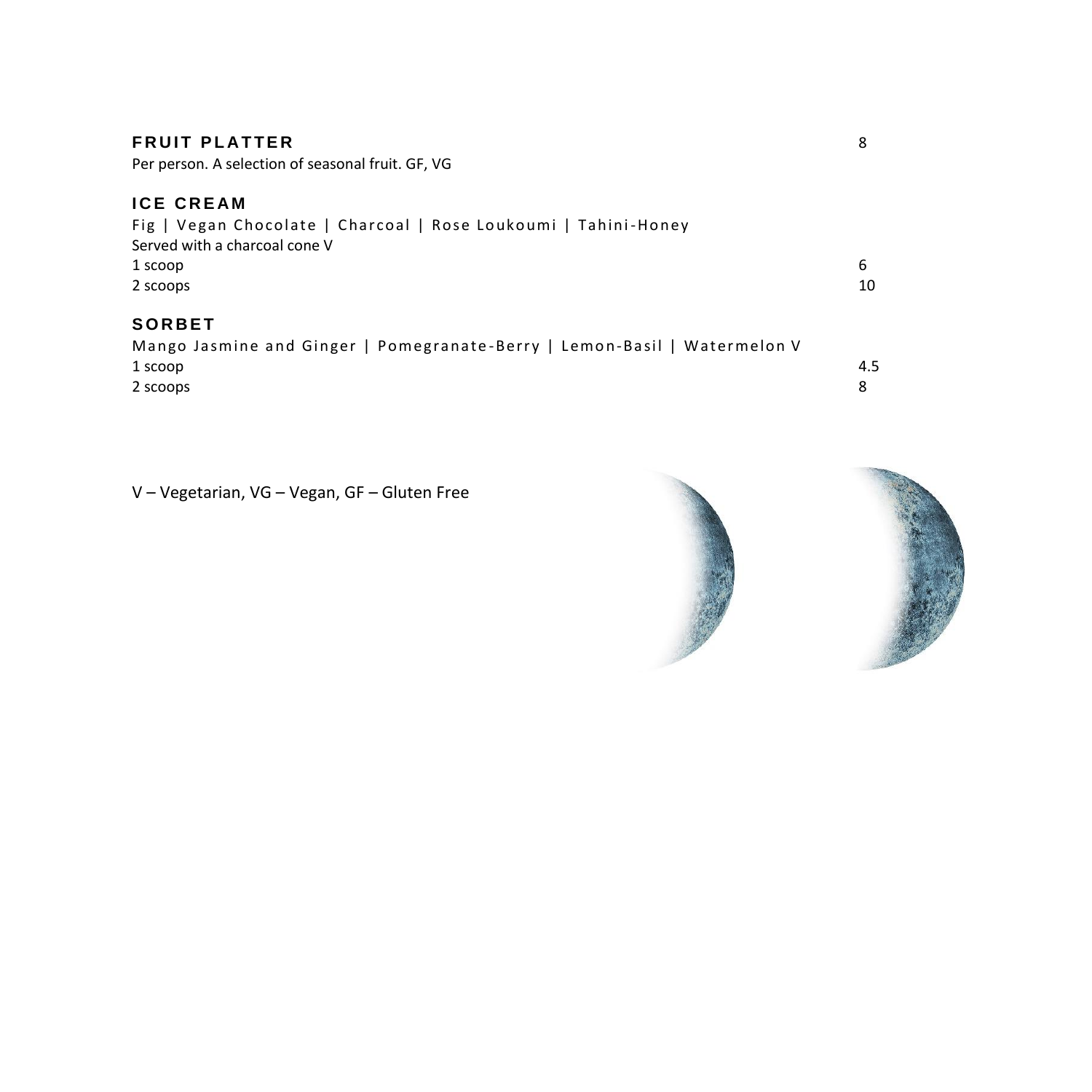## FRUIT PLATTER

8

Per person. A selection of seasonal fruit. GF, VG

## ICE CREAM

Fig | Vegan Chocolate | Charcoal | Rose Loukoumi | Tahini-Honey

Served with a charcoal cone V

| | |
|---|---|
| 1 scoop | 6 |
| 2 scoops | 10 |

## SORBET

Mango Jasmine and Ginger | Pomegranate-Berry | Lemon-Basil | Watermelon V

| | |
|---|---|
| 1 scoop | 4.5 |
| 2 scoops | 8 |

V – Vegetarian, VG – Vegan, GF – Gluten Free